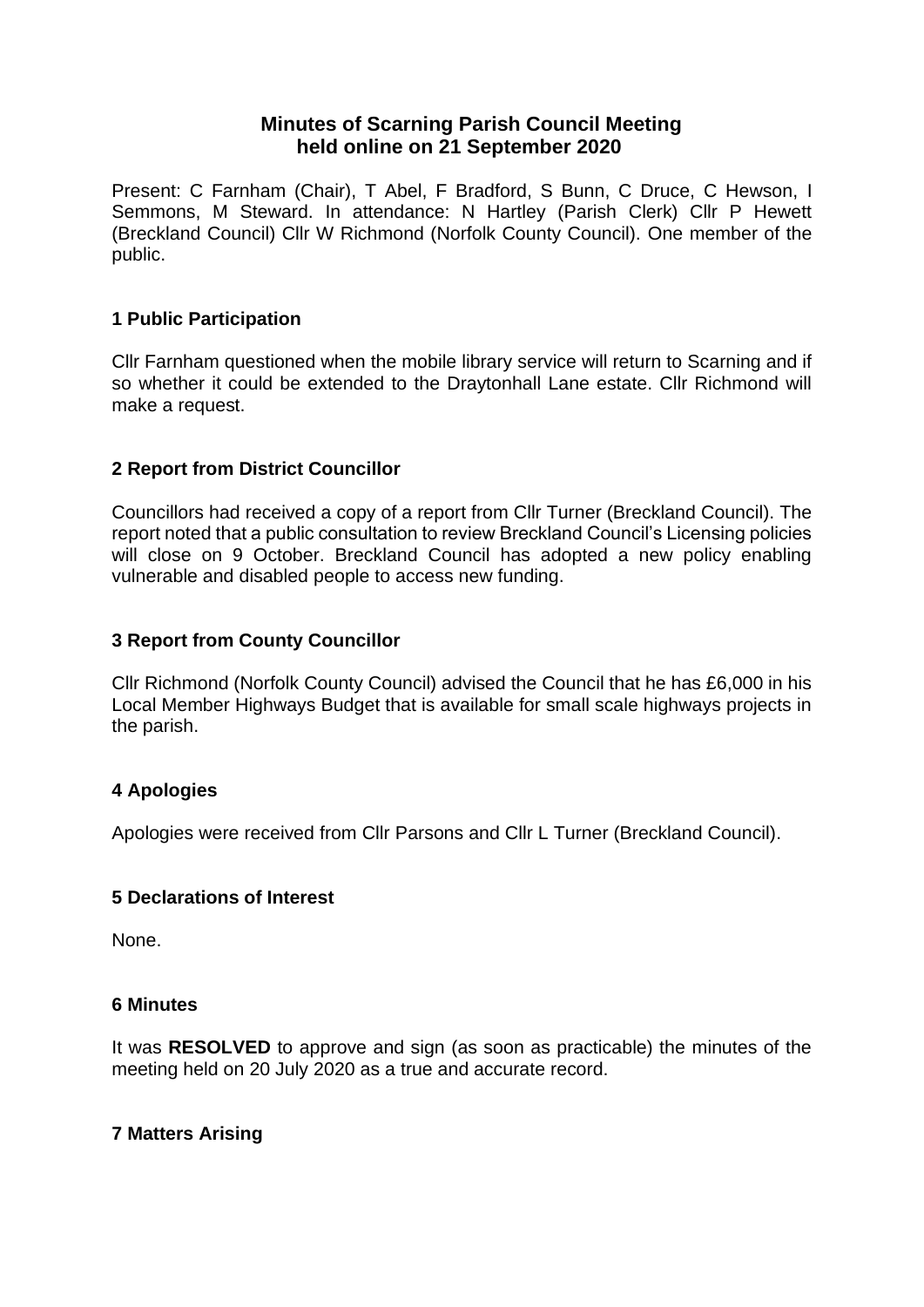# Minutes of Scarning Parish Council Meeting held online on 21 September 2020

Present: C Farnham (Chair), T Abel, F Bradford, S Bunn, C Druce, C Hewson, I Semmons, M Steward. In attendance: N Hartley (Parish Clerk) Cllr P Hewett (Breckland Council) Cllr W Richmond (Norfolk County Council). One member of the public.

## 1 Public Participation

Cllr Farnham questioned when the mobile library service will return to Scarning and if so whether it could be extended to the Draytonhall Lane estate. Cllr Richmond will make a request.

## 2 Report from District Councillor

Councillors had received a copy of a report from Cllr Turner (Breckland Council). The report noted that a public consultation to review Breckland Council's Licensing policies will close on 9 October. Breckland Council has adopted a new policy enabling vulnerable and disabled people to access new funding.

## 3 Report from County Councillor

Cllr Richmond (Norfolk County Council) advised the Council that he has £6,000 in his Local Member Highways Budget that is available for small scale highways projects in the parish.

## 4 Apologies

Apologies were received from Cllr Parsons and Cllr L Turner (Breckland Council).

## 5 Declarations of Interest

None.

## 6 Minutes

It was **RESOLVED** to approve and sign (as soon as practicable) the minutes of the meeting held on 20 July 2020 as a true and accurate record.

## 7 Matters Arising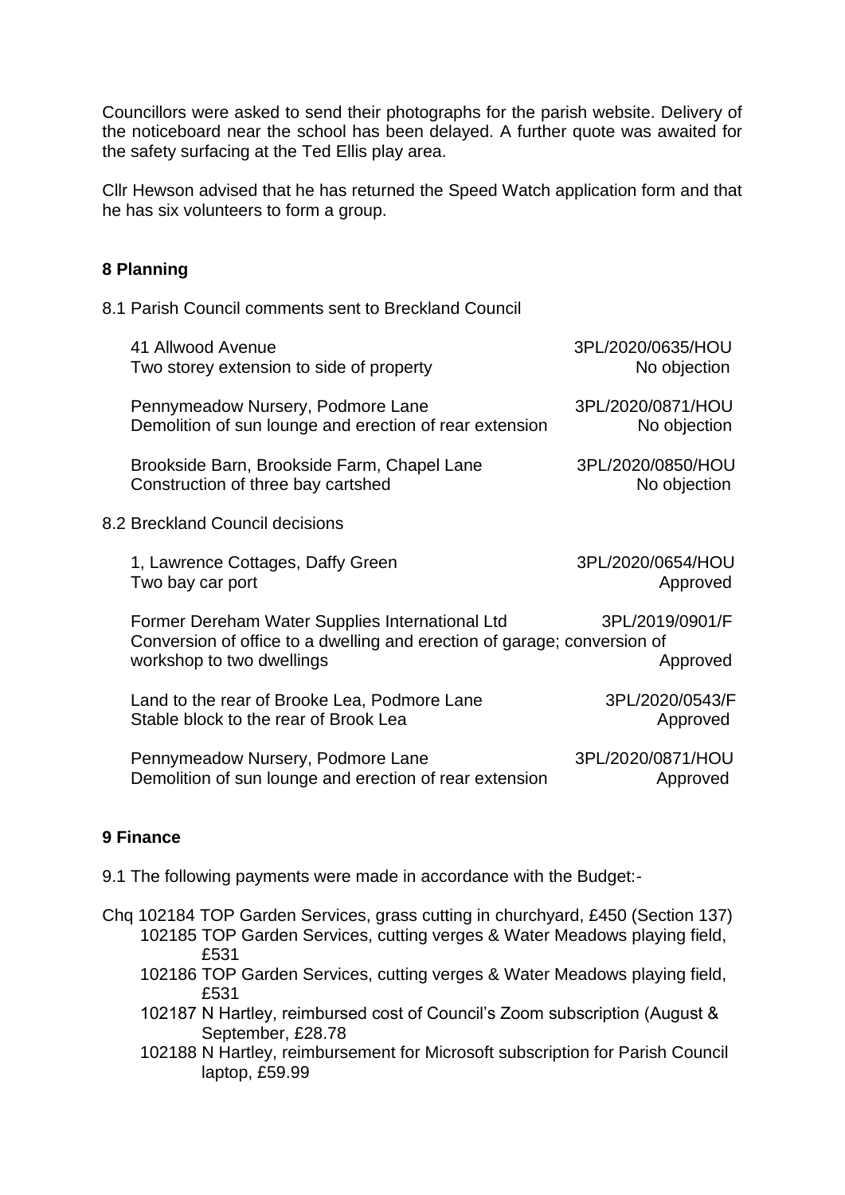Councillors were asked to send their photographs for the parish website. Delivery of the noticeboard near the school has been delayed. A further quote was awaited for the safety surfacing at the Ted Ellis play area.

Cllr Hewson advised that he has returned the Speed Watch application form and that he has six volunteers to form a group.

## 8 Planning

8.1 Parish Council comments sent to Breckland Council

| | |
|---|---|
| 41 Allwood Avenue<br>Two storey extension to side of property | 3PL/2020/0635/HOU<br>No objection |
| Pennymeadow Nursery, Podmore Lane<br>Demolition of sun lounge and erection of rear extension | 3PL/2020/0871/HOU<br>No objection |
| Brookside Barn, Brookside Farm, Chapel Lane<br>Construction of three bay cartshed | 3PL/2020/0850/HOU<br>No objection |

8.2 Breckland Council decisions

| | |
|---|---|
| 1, Lawrence Cottages, Daffy Green<br>Two bay car port | 3PL/2020/0654/HOU<br>Approved |
| Former Dereham Water Supplies International Ltd<br>Conversion of office to a dwelling and erection of garage; conversion of workshop to two dwellings | 3PL/2019/0901/F<br>Approved |
| Land to the rear of Brooke Lea, Podmore Lane<br>Stable block to the rear of Brook Lea | 3PL/2020/0543/F<br>Approved |
| Pennymeadow Nursery, Podmore Lane<br>Demolition of sun lounge and erection of rear extension | 3PL/2020/0871/HOU<br>Approved |

## 9 Finance

9.1 The following payments were made in accordance with the Budget:-

Chq 102184 TOP Garden Services, grass cutting in churchyard, £450 (Section 137)
- 102185 TOP Garden Services, cutting verges & Water Meadows playing field, £531
- 102186 TOP Garden Services, cutting verges & Water Meadows playing field, £531
- 102187 N Hartley, reimbursed cost of Council's Zoom subscription (August & September, £28.78
- 102188 N Hartley, reimbursement for Microsoft subscription for Parish Council laptop, £59.99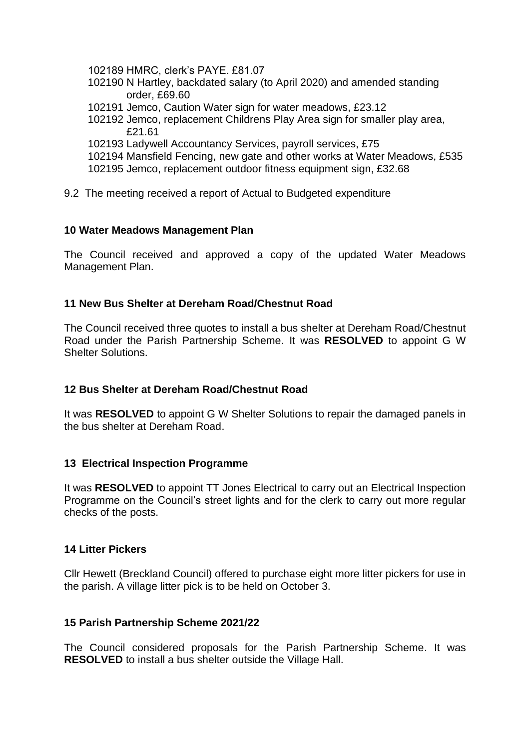102189 HMRC, clerk's PAYE. £81.07
102190 N Hartley, backdated salary (to April 2020) and amended standing order, £69.60
102191 Jemco, Caution Water sign for water meadows, £23.12
102192 Jemco, replacement Childrens Play Area sign for smaller play area, £21.61
102193 Ladywell Accountancy Services, payroll services, £75
102194 Mansfield Fencing, new gate and other works at Water Meadows, £535
102195 Jemco, replacement outdoor fitness equipment sign, £32.68

9.2 The meeting received a report of Actual to Budgeted expenditure

**10 Water Meadows Management Plan**

The Council received and approved a copy of the updated Water Meadows Management Plan.

**11 New Bus Shelter at Dereham Road/Chestnut Road**

The Council received three quotes to install a bus shelter at Dereham Road/Chestnut Road under the Parish Partnership Scheme. It was **RESOLVED** to appoint G W Shelter Solutions.

**12 Bus Shelter at Dereham Road/Chestnut Road**

It was **RESOLVED** to appoint G W Shelter Solutions to repair the damaged panels in the bus shelter at Dereham Road.

**13 Electrical Inspection Programme**

It was **RESOLVED** to appoint TT Jones Electrical to carry out an Electrical Inspection Programme on the Council's street lights and for the clerk to carry out more regular checks of the posts.

**14 Litter Pickers**

Cllr Hewett (Breckland Council) offered to purchase eight more litter pickers for use in the parish. A village litter pick is to be held on October 3.

**15 Parish Partnership Scheme 2021/22**

The Council considered proposals for the Parish Partnership Scheme. It was **RESOLVED** to install a bus shelter outside the Village Hall.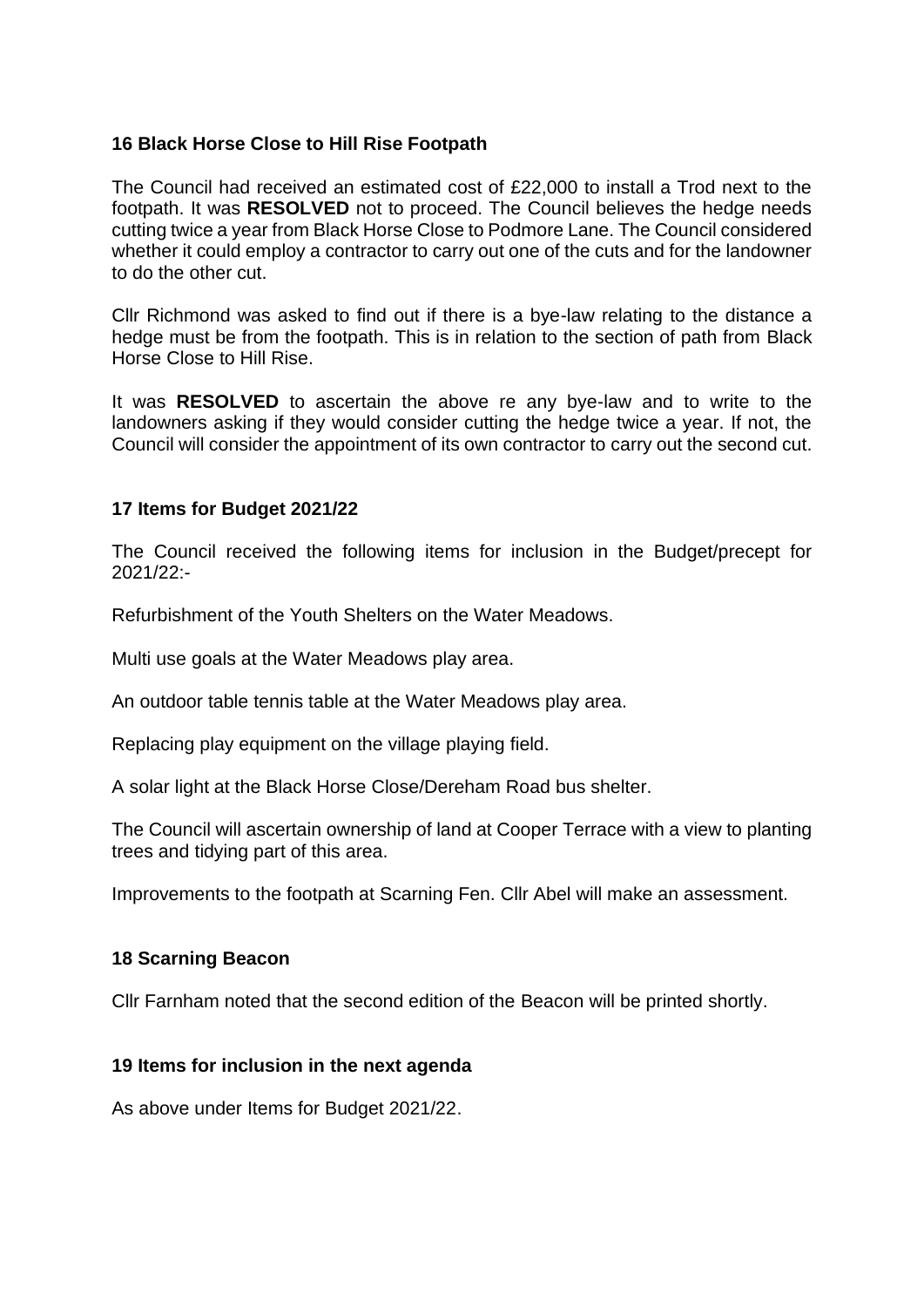## 16 Black Horse Close to Hill Rise Footpath

The Council had received an estimated cost of £22,000 to install a Trod next to the footpath. It was **RESOLVED** not to proceed. The Council believes the hedge needs cutting twice a year from Black Horse Close to Podmore Lane. The Council considered whether it could employ a contractor to carry out one of the cuts and for the landowner to do the other cut.

Cllr Richmond was asked to find out if there is a bye-law relating to the distance a hedge must be from the footpath. This is in relation to the section of path from Black Horse Close to Hill Rise.

It was **RESOLVED** to ascertain the above re any bye-law and to write to the landowners asking if they would consider cutting the hedge twice a year. If not, the Council will consider the appointment of its own contractor to carry out the second cut.

## 17 Items for Budget 2021/22

The Council received the following items for inclusion in the Budget/precept for 2021/22:-

Refurbishment of the Youth Shelters on the Water Meadows.

Multi use goals at the Water Meadows play area.

An outdoor table tennis table at the Water Meadows play area.

Replacing play equipment on the village playing field.

A solar light at the Black Horse Close/Dereham Road bus shelter.

The Council will ascertain ownership of land at Cooper Terrace with a view to planting trees and tidying part of this area.

Improvements to the footpath at Scarning Fen. Cllr Abel will make an assessment.

## 18 Scarning Beacon

Cllr Farnham noted that the second edition of the Beacon will be printed shortly.

## 19 Items for inclusion in the next agenda

As above under Items for Budget 2021/22.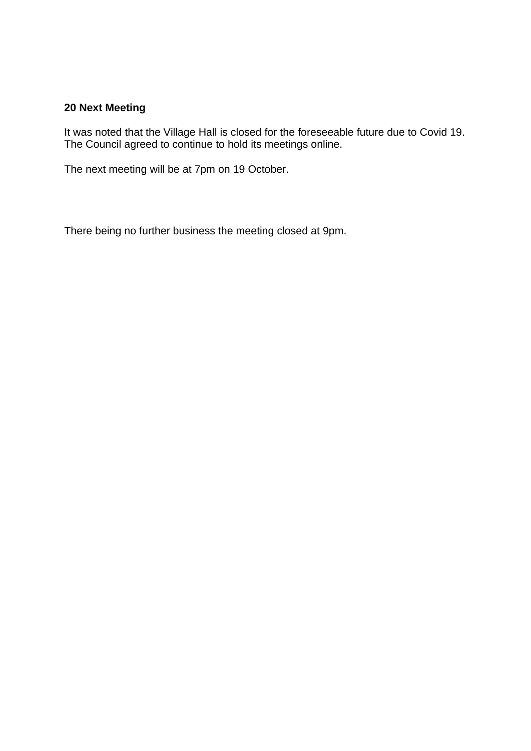**20 Next Meeting**

It was noted that the Village Hall is closed for the foreseeable future due to Covid 19. The Council agreed to continue to hold its meetings online.

The next meeting will be at 7pm on 19 October.

There being no further business the meeting closed at 9pm.